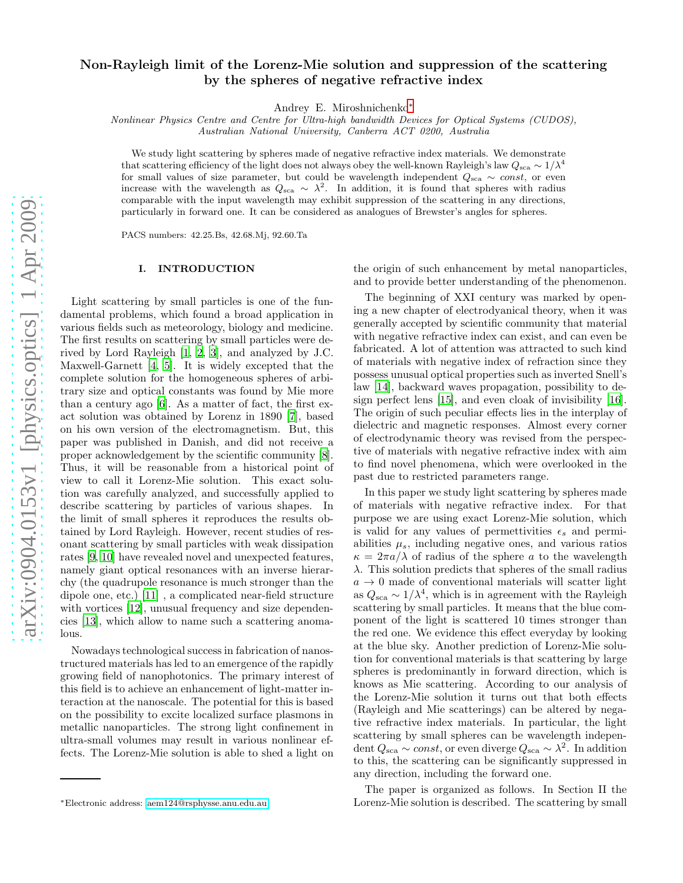# Non-Rayleigh limit of the Lorenz-Mie solution and suppression of the scattering by the spheres of negative refractive index

Andrey E. Miroshnichenko*

*Nonlinear Physics Centre and Centre for Ultra-high bandwidth Devices for Optical Systems (CUDOS), Australian National University, Canberra ACT 0200, Australia*

We study light scattering by spheres made of negative refractive index materials. We demonstrate that scattering efficiency of the light does not always obey the well-known Rayleigh's law $Q_{\rm sca} \sim 1/\lambda^4$ for small values of size parameter, but could be wavelength independent $Q_{\rm sca} \sim const$, or even increase with the wavelength as $Q_{\rm sca} \sim \lambda^2$. In addition, it is found that spheres with radius comparable with the input wavelength may exhibit suppression of the scattering in any directions, particularly in forward one. It can be considered as analogues of Brewster's angles for spheres.

PACS numbers: 42.25.Bs, 42.68.Mj, 92.60.Ta

## I. INTRODUCTION

Light scattering by small particles is one of the fundamental problems, which found a broad application in various fields such as meteorology, biology and medicine. The first results on scattering by small particles were derived by Lord Rayleigh [1, 2, 3], and analyzed by J.C. Maxwell-Garnett [4, 5]. It is widely excepted that the complete solution for the homogeneous spheres of arbitrary size and optical constants was found by Mie more than a century ago [6]. As a matter of fact, the first exact solution was obtained by Lorenz in 1890 [7], based on his own version of the electromagnetism. But, this paper was published in Danish, and did not receive a proper acknowledgement by the scientific community [8]. Thus, it will be reasonable from a historical point of view to call it Lorenz-Mie solution. This exact solution was carefully analyzed, and successfully applied to describe scattering by particles of various shapes. In the limit of small spheres it reproduces the results obtained by Lord Rayleigh. However, recent studies of resonant scattering by small particles with weak dissipation rates [9, 10] have revealed novel and unexpected features, namely giant optical resonances with an inverse hierarchy (the quadrupole resonance is much stronger than the dipole one, etc.) [11] , a complicated near-field structure with vortices [12], unusual frequency and size dependencies [13], which allow to name such a scattering anomalous.

Nowadays technological success in fabrication of nanostructured materials has led to an emergence of the rapidly growing field of nanophotonics. The primary interest of this field is to achieve an enhancement of light-matter interaction at the nanoscale. The potential for this is based on the possibility to excite localized surface plasmons in metallic nanoparticles. The strong light confinement in ultra-small volumes may result in various nonlinear effects. The Lorenz-Mie solution is able to shed a light on the origin of such enhancement by metal nanoparticles, and to provide better understanding of the phenomenon.

The beginning of XXI century was marked by opening a new chapter of electrodyanical theory, when it was generally accepted by scientific community that material with negative refractive index can exist, and can even be fabricated. A lot of attention was attracted to such kind of materials with negative index of refraction since they possess unusual optical properties such as inverted Snell's law [14], backward waves propagation, possibility to design perfect lens [15], and even cloak of invisibility [16]. The origin of such peculiar effects lies in the interplay of dielectric and magnetic responses. Almost every corner of electrodynamic theory was revised from the perspective of materials with negative refractive index with aim to find novel phenomena, which were overlooked in the past due to restricted parameters range.

In this paper we study light scattering by spheres made of materials with negative refractive index. For that purpose we are using exact Lorenz-Mie solution, which is valid for any values of permettivities $\epsilon_s$ and permiabilities $\mu_s$, including negative ones, and various ratios $\kappa = 2\pi a/\lambda$ of radius of the sphere $a$ to the wavelength $\lambda$. This solution predicts that spheres of the small radius $a \to 0$ made of conventional materials will scatter light as $Q_{\rm sca} \sim 1/\lambda^4$, which is in agreement with the Rayleigh scattering by small particles. It means that the blue component of the light is scattered 10 times stronger than the red one. We evidence this effect everyday by looking at the blue sky. Another prediction of Lorenz-Mie solution for conventional materials is that scattering by large spheres is predominantly in forward direction, which is knows as Mie scattering. According to our analysis of the Lorenz-Mie solution it turns out that both effects (Rayleigh and Mie scatterings) can be altered by negative refractive index materials. In particular, the light scattering by small spheres can be wavelength independent $Q_{\rm sca} \sim const$, or even diverge $Q_{\rm sca} \sim \lambda^2$. In addition to this, the scattering can be significantly suppressed in any direction, including the forward one.

The paper is organized as follows. In Section II the Lorenz-Mie solution is described. The scattering by small

*Electronic address: aem124@rsphysse.anu.edu.au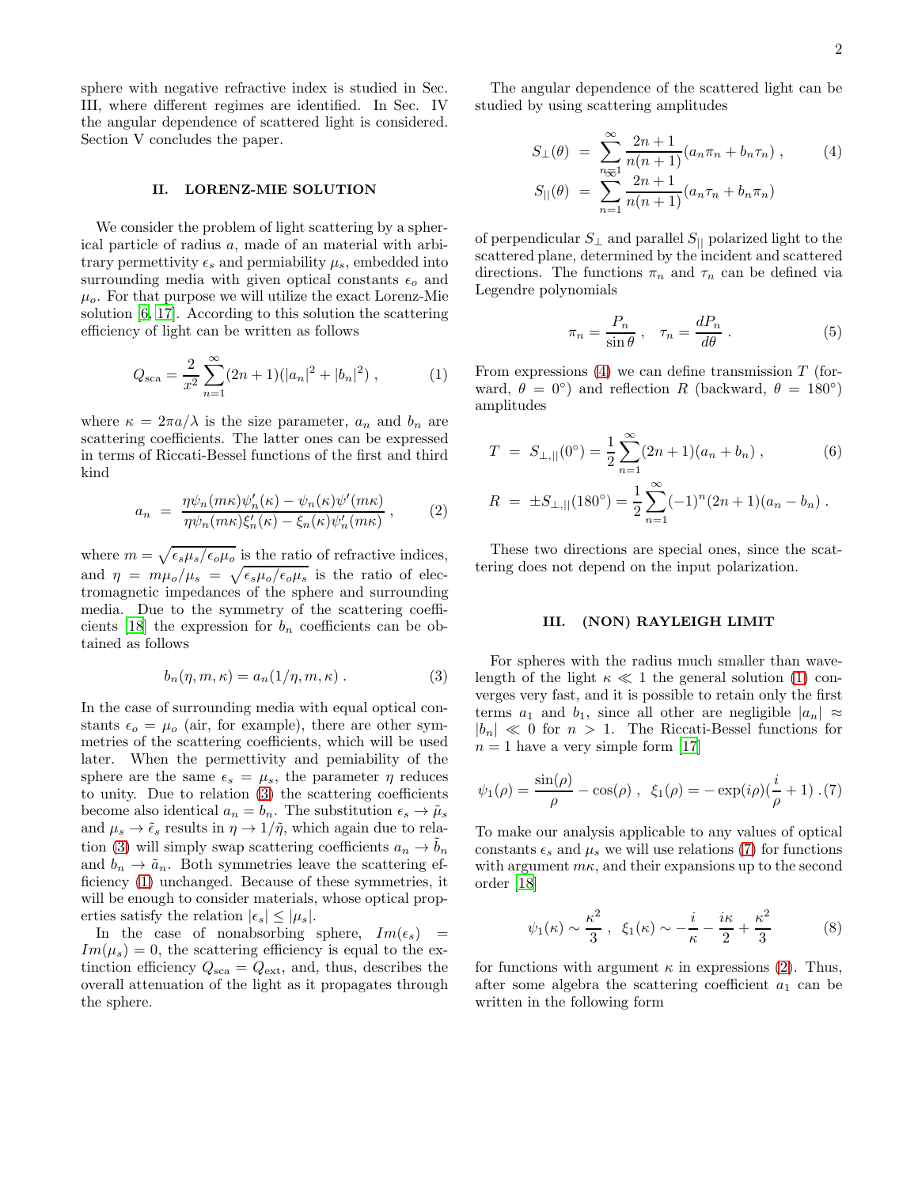sphere with negative refractive index is studied in Sec. III, where different regimes are identified. In Sec. IV the angular dependence of scattered light is considered. Section V concludes the paper.

## II. LORENZ-MIE SOLUTION

We consider the problem of light scattering by a spherical particle of radius $a$, made of an material with arbitrary permettivity $\epsilon_s$ and permiability $\mu_s$, embedded into surrounding media with given optical constants $\epsilon_o$ and $\mu_o$. For that purpose we will utilize the exact Lorenz-Mie solution [6, 17]. According to this solution the scattering efficiency of light can be written as follows

$$Q_{\rm sca} = \frac{2}{x^2}\sum_{n=1}^{\infty}(2n+1)(|a_n|^2 + |b_n|^2)\ , \qquad (1)$$

where $\kappa = 2\pi a/\lambda$ is the size parameter, $a_n$ and $b_n$ are scattering coefficients. The latter ones can be expressed in terms of Riccati-Bessel functions of the first and third kind

$$a_n \ = \ \frac{\eta\psi_n(m\kappa)\psi_n'(\kappa) - \psi_n(\kappa)\psi'(m\kappa)}{\eta\psi_n(m\kappa)\xi_n'(\kappa) - \xi_n(\kappa)\psi_n'(m\kappa)}\ , \qquad (2)$$

where $m = \sqrt{\epsilon_s\mu_s/\epsilon_o\mu_o}$ is the ratio of refractive indices, and $\eta = m\mu_o/\mu_s = \sqrt{\epsilon_s\mu_o/\epsilon_o\mu_s}$ is the ratio of electromagnetic impedances of the sphere and surrounding media. Due to the symmetry of the scattering coefficients [18] the expression for $b_n$ coefficients can be obtained as follows

$$b_n(\eta, m, \kappa) = a_n(1/\eta, m, \kappa)\ . \qquad (3)$$

In the case of surrounding media with equal optical constants $\epsilon_o = \mu_o$ (air, for example), there are other symmetries of the scattering coefficients, which will be used later. When the permettivity and pemiability of the sphere are the same $\epsilon_s = \mu_s$, the parameter $\eta$ reduces to unity. Due to relation (3) the scattering coefficients become also identical $a_n = b_n$. The substitution $\epsilon_s \to \tilde{\mu}_s$ and $\mu_s \to \tilde{\epsilon}_s$ results in $\eta \to 1/\tilde{\eta}$, which again due to relation (3) will simply swap scattering coefficients $a_n \to \tilde{b}_n$ and $b_n \to \tilde{a}_n$. Both symmetries leave the scattering efficiency (1) unchanged. Because of these symmetries, it will be enough to consider materials, whose optical properties satisfy the relation $|\epsilon_s| \le |\mu_s|$.

In the case of nonabsorbing sphere, $Im(\epsilon_s) = Im(\mu_s) = 0$, the scattering efficiency is equal to the extinction efficiency $Q_{\rm sca} = Q_{\rm ext}$, and, thus, describes the overall attenuation of the light as it propagates through the sphere.

The angular dependence of the scattered light can be studied by using scattering amplitudes

$$\begin{aligned} S_\perp(\theta) \ &= \ \sum_{n=1}^{\infty}\frac{2n+1}{n(n+1)}(a_n\pi_n + b_n\tau_n)\ , \qquad (4)\\ S_{||}(\theta) \ &= \ \sum_{n=1}^{\infty}\frac{2n+1}{n(n+1)}(a_n\tau_n + b_n\pi_n) \end{aligned}$$

of perpendicular $S_\perp$ and parallel $S_{||}$ polarized light to the scattered plane, determined by the incident and scattered directions. The functions $\pi_n$ and $\tau_n$ can be defined via Legendre polynomials

$$\pi_n = \frac{P_n}{\sin\theta}\ , \quad \tau_n = \frac{dP_n}{d\theta}\ . \qquad (5)$$

From expressions (4) we can define transmission $T$ (forward, $\theta = 0°$) and reflection $R$ (backward, $\theta = 180°$) amplitudes

$$\begin{aligned} T \ &= \ S_{\perp,||}(0°) = \frac{1}{2}\sum_{n=1}^{\infty}(2n+1)(a_n + b_n)\ , \qquad (6)\\ R \ &= \ \pm S_{\perp,||}(180°) = \frac{1}{2}\sum_{n=1}^{\infty}(-1)^n(2n+1)(a_n - b_n)\ . \end{aligned}$$

These two directions are special ones, since the scattering does not depend on the input polarization.

## III. (NON) RAYLEIGH LIMIT

For spheres with the radius much smaller than wavelength of the light $\kappa \ll 1$ the general solution (1) converges very fast, and it is possible to retain only the first terms $a_1$ and $b_1$, since all other are negligible $|a_n| \approx |b_n| \ll 0$ for $n > 1$. The Riccati-Bessel functions for $n = 1$ have a very simple form [17]

$$\psi_1(\rho) = \frac{\sin(\rho)}{\rho} - \cos(\rho)\ ,\ \ \xi_1(\rho) = -\exp(i\rho)(\frac{i}{\rho} + 1)\ . \qquad (7)$$

To make our analysis applicable to any values of optical constants $\epsilon_s$ and $\mu_s$ we will use relations (7) for functions with argument $m\kappa$, and their expansions up to the second order [18]

$$\psi_1(\kappa) \sim \frac{\kappa^2}{3}\ ,\ \ \xi_1(\kappa) \sim -\frac{i}{\kappa} - \frac{i\kappa}{2} + \frac{\kappa^2}{3} \qquad (8)$$

for functions with argument $\kappa$ in expressions (2). Thus, after some algebra the scattering coefficient $a_1$ can be written in the following form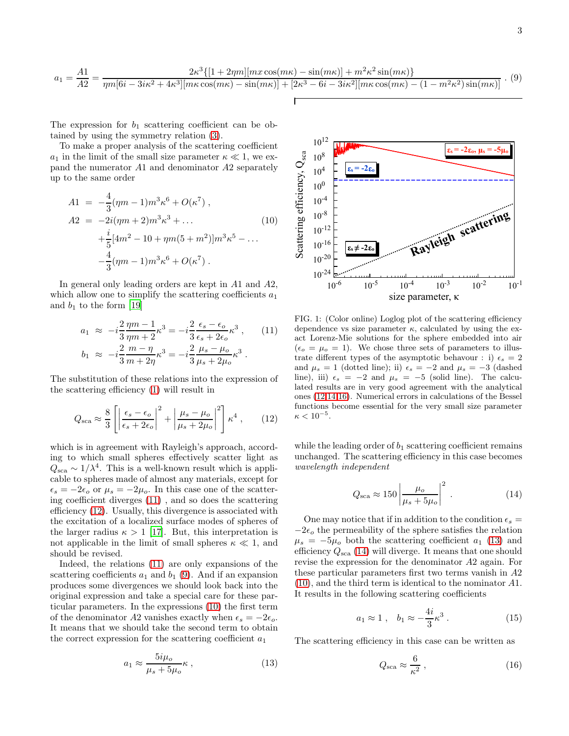$$a_1 = \frac{A1}{A2} = \frac{2\kappa^3\{[1+2\eta m][mx\cos(m\kappa) - \sin(m\kappa)] + m^2\kappa^2\sin(m\kappa)\}}{\eta m[6i - 3i\kappa^2 + 4\kappa^3][m\kappa\cos(m\kappa) - \sin(m\kappa)] + [2\kappa^3 - 6i - 3i\kappa^2][m\kappa\cos(m\kappa) - (1-m^2\kappa^2)\sin(m\kappa)]} \,. \quad (9)$$

The expression for $b_1$ scattering coefficient can be obtained by using the symmetry relation (3).

To make a proper analysis of the scattering coefficient $a_1$ in the limit of the small size parameter $\kappa \ll 1$, we expand the numerator $A1$ and denominator $A2$ separately up to the same order

$$\begin{aligned} A1 &= -\frac{4}{3}(\eta m - 1)m^3\kappa^6 + O(\kappa^7) \,, \\ A2 &= -2i(\eta m + 2)m^3\kappa^3 + \ldots \\ &\quad + \frac{i}{5}[4m^2 - 10 + \eta m(5 + m^2)]m^3\kappa^5 - \ldots \\ &\quad - \frac{4}{3}(\eta m - 1)m^3\kappa^6 + O(\kappa^7) \,. \end{aligned} \quad (10)$$

In general only leading orders are kept in $A1$ and $A2$, which allow one to simplify the scattering coefficients $a_1$ and $b_1$ to the form [19]

$$\begin{aligned} a_1 &\approx -i\frac{2}{3}\frac{\eta m - 1}{\eta m + 2}\kappa^3 = -i\frac{2}{3}\frac{\epsilon_s - \epsilon_o}{\epsilon_s + 2\epsilon_o}\kappa^3 \,, \\ b_1 &\approx -i\frac{2}{3}\frac{m - \eta}{m + 2\eta}\kappa^3 = -i\frac{2}{3}\frac{\mu_s - \mu_o}{\mu_s + 2\mu_o}\kappa^3 \,. \end{aligned} \quad (11)$$

The substitution of these relations into the expression of the scattering efficiency (1) will result in

$$Q_{\rm sca} \approx \frac{8}{3}\left[\left|\frac{\epsilon_s - \epsilon_o}{\epsilon_s + 2\epsilon_o}\right|^2 + \left|\frac{\mu_s - \mu_o}{\mu_s + 2\mu_o}\right|^2\right]\kappa^4 \,, \quad (12)$$

which is in agreement with Rayleigh's approach, according to which small spheres effectively scatter light as $Q_{\rm sca} \sim 1/\lambda^4$. This is a well-known result which is applicable to spheres made of almost any materials, except for $\epsilon_s = -2\epsilon_o$ or $\mu_s = -2\mu_o$. In this case one of the scattering coefficient diverges (11) , and so does the scattering efficiency (12). Usually, this divergence is associated with the excitation of a localized surface modes of spheres of the larger radius $\kappa > 1$ [17]. But, this interpretation is not applicable in the limit of small spheres $\kappa \ll 1$, and should be revised.

Indeed, the relations (11) are only expansions of the scattering coefficients $a_1$ and $b_1$ (9). And if an expansion produces some divergences we should look back into the original expression and take a special care for these particular parameters. In the expressions (10) the first term of the denominator $A2$ vanishes exactly when $\epsilon_s = -2\epsilon_o$. It means that we should take the second term to obtain the correct expression for the scattering coefficient $a_1$

$$a_1 \approx \frac{5i\mu_o}{\mu_s + 5\mu_o}\kappa \,, \quad (13)$$

FIG. 1: (Color online) Loglog plot of the scattering efficiency dependence vs size parameter $\kappa$, calculated by using the exact Lorenz-Mie solutions for the sphere embedded into air ($\epsilon_o = \mu_o = 1$). We chose three sets of parameters to illustrate different types of the asymptotic behaviour : i) $\epsilon_s = 2$ and $\mu_s = 1$ (dotted line); ii) $\epsilon_s = -2$ and $\mu_s = -3$ (dashed line), iii) $\epsilon_s = -2$ and $\mu_s = -5$ (solid line). The calculated results are in very good agreement with the analytical ones (12,14,16). Numerical errors in calculations of the Bessel functions become essential for the very small size parameter $\kappa < 10^{-5}$.

while the leading order of $b_1$ scattering coefficient remains unchanged. The scattering efficiency in this case becomes *wavelength independent*

$$Q_{\rm sca} \approx 150\left|\frac{\mu_o}{\mu_s + 5\mu_o}\right|^2 \,. \quad (14)$$

One may notice that if in addition to the condition $\epsilon_s = -2\epsilon_o$ the permeability of the sphere satisfies the relation $\mu_s = -5\mu_o$ both the scattering coefficient $a_1$ (13) and efficiency $Q_{\rm sca}$ (14) will diverge. It means that one should revise the expression for the denominator $A2$ again. For these particular parameters first two terms vanish in $A2$ (10), and the third term is identical to the nominator $A1$. It results in the following scattering coefficients

$$a_1 \approx 1 \,, \quad b_1 \approx -\frac{4i}{3}\kappa^3 \,. \quad (15)$$

The scattering efficiency in this case can be written as

$$Q_{\rm sca} \approx \frac{6}{\kappa^2} \,, \quad (16)$$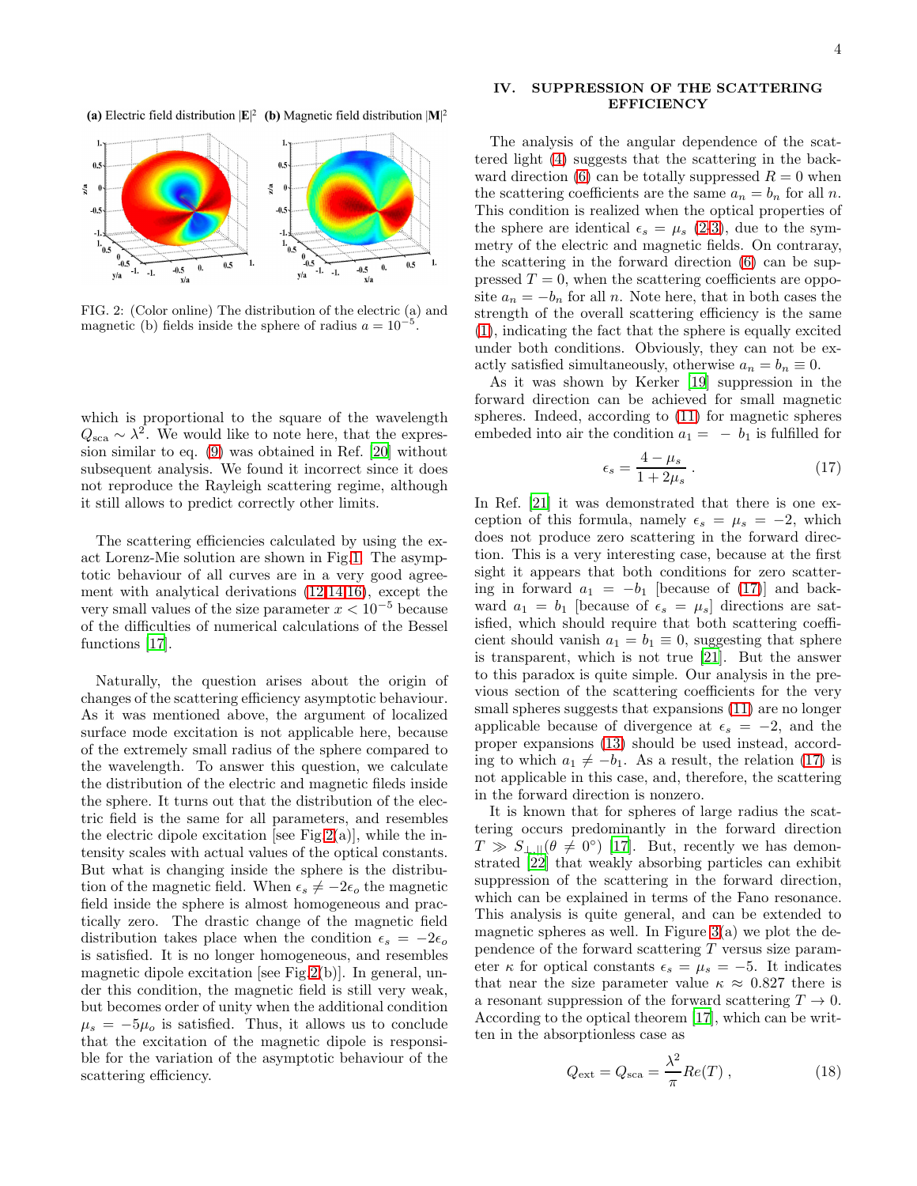(a) Electric field distribution $|\mathbf{E}|^2$ (b) Magnetic field distribution $|\mathbf{M}|^2$

FIG. 2: (Color online) The distribution of the electric (a) and magnetic (b) fields inside the sphere of radius $a = 10^{-5}$.

which is proportional to the square of the wavelength $Q_{\rm sca} \sim \lambda^2$. We would like to note here, that the expression similar to eq. (9) was obtained in Ref. [20] without subsequent analysis. We found it incorrect since it does not reproduce the Rayleigh scattering regime, although it still allows to predict correctly other limits.

The scattering efficiencies calculated by using the exact Lorenz-Mie solution are shown in Fig.1. The asymptotic behaviour of all curves are in a very good agreement with analytical derivations (12,14,16), except the very small values of the size parameter $x < 10^{-5}$ because of the difficulties of numerical calculations of the Bessel functions [17].

Naturally, the question arises about the origin of changes of the scattering efficiency asymptotic behaviour. As it was mentioned above, the argument of localized surface mode excitation is not applicable here, because of the extremely small radius of the sphere compared to the wavelength. To answer this question, we calculate the distribution of the electric and magnetic fileds inside the sphere. It turns out that the distribution of the electric field is the same for all parameters, and resembles the electric dipole excitation [see Fig.2(a)], while the intensity scales with actual values of the optical constants. But what is changing inside the sphere is the distribution of the magnetic field. When $\epsilon_s \neq -2\epsilon_o$ the magnetic field inside the sphere is almost homogeneous and practically zero. The drastic change of the magnetic field distribution takes place when the condition $\epsilon_s = -2\epsilon_o$ is satisfied. It is no longer homogeneous, and resembles magnetic dipole excitation [see Fig.2(b)]. In general, under this condition, the magnetic field is still very weak, but becomes order of unity when the additional condition $\mu_s = -5\mu_o$ is satisfied. Thus, it allows us to conclude that the excitation of the magnetic dipole is responsible for the variation of the asymptotic behaviour of the scattering efficiency.

## IV. SUPPRESSION OF THE SCATTERING EFFICIENCY

The analysis of the angular dependence of the scattered light (4) suggests that the scattering in the backward direction (6) can be totally suppressed $R = 0$ when the scattering coefficients are the same $a_n = b_n$ for all $n$. This condition is realized when the optical properties of the sphere are identical $\epsilon_s = \mu_s$ (2,3), due to the symmetry of the electric and magnetic fields. On contraray, the scattering in the forward direction (6) can be suppressed $T = 0$, when the scattering coefficients are opposite $a_n = -b_n$ for all $n$. Note here, that in both cases the strength of the overall scattering efficiency is the same (1), indicating the fact that the sphere is equally excited under both conditions. Obviously, they can not be exactly satisfied simultaneously, otherwise $a_n = b_n \equiv 0$.

As it was shown by Kerker [19] suppression in the forward direction can be achieved for small magnetic spheres. Indeed, according to (11) for magnetic spheres embeded into air the condition $a_1 = -b_1$ is fulfilled for

$$\epsilon_s = \frac{4-\mu_s}{1+2\mu_s} \,. \tag{17}$$

In Ref. [21] it was demonstrated that there is one exception of this formula, namely $\epsilon_s = \mu_s = -2$, which does not produce zero scattering in the forward direction. This is a very interesting case, because at the first sight it appears that both conditions for zero scattering in forward $a_1 = -b_1$ [because of (17)] and backward $a_1 = b_1$ [because of $\epsilon_s = \mu_s$] directions are satisfied, which should require that both scattering coefficient should vanish $a_1 = b_1 \equiv 0$, suggesting that sphere is transparent, which is not true [21]. But the answer to this paradox is quite simple. Our analysis in the previous section of the scattering coefficients for the very small spheres suggests that expansions (11) are no longer applicable because of divergence at $\epsilon_s = -2$, and the proper expansions (13) should be used instead, according to which $a_1 \neq -b_1$. As a result, the relation (17) is not applicable in this case, and, therefore, the scattering in the forward direction is nonzero.

It is known that for spheres of large radius the scattering occurs predominantly in the forward direction $T \gg S_{\perp,\parallel}(\theta \neq 0^\circ)$ [17]. But, recently we has demonstrated [22] that weakly absorbing particles can exhibit suppression of the scattering in the forward direction, which can be explained in terms of the Fano resonance. This analysis is quite general, and can be extended to magnetic spheres as well. In Figure 3(a) we plot the dependence of the forward scattering $T$ versus size parameter $\kappa$ for optical constants $\epsilon_s = \mu_s = -5$. It indicates that near the size parameter value $\kappa \approx 0.827$ there is a resonant suppression of the forward scattering $T \to 0$. According to the optical theorem [17], which can be written in the absorptionless case as

$$Q_{\rm ext} = Q_{\rm sca} = \frac{\lambda^2}{\pi} Re(T) \,, \tag{18}$$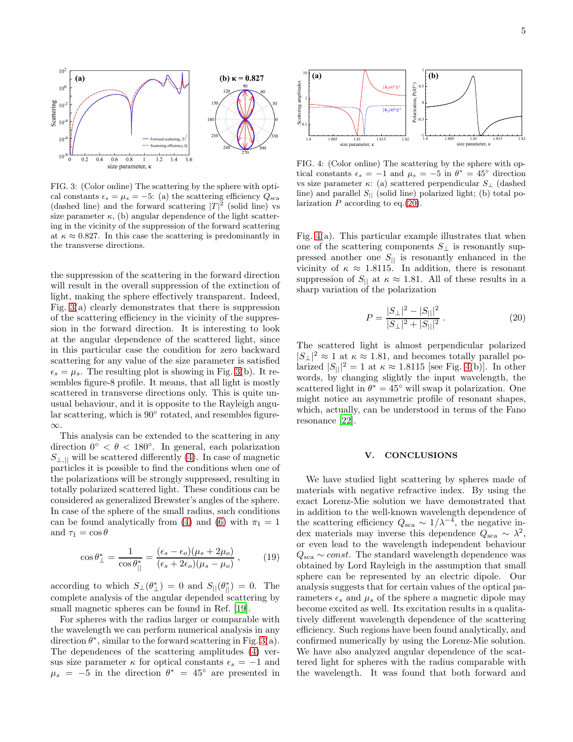FIG. 3: (Color online) The scattering by the sphere with optical constants $\epsilon_s = \mu_s = -5$: (a) the scattering efficiency $Q_{\rm sca}$ (dashed line) and the forward scattering $|T|^2$ (solid line) vs size parameter $\kappa$, (b) angular dependence of the light scattering in the vicinity of the suppression of the forward scattering at $\kappa \approx 0.827$. In this case the scattering is predominantly in the transverse directions.

the suppression of the scattering in the forward direction will result in the overall suppression of the extinction of light, making the sphere effectively transparent. Indeed, Fig. 3(a) clearly demonstrates that there is suppression of the scattering efficiency in the vicinity of the suppression in the forward direction. It is interesting to look at the angular dependence of the scattered light, since in this particular case the condition for zero backward scattering for any value of the size parameter is satisfied $\epsilon_s = \mu_s$. The resulting plot is showing in Fig. 3(b). It resembles figure-8 profile. It means, that all light is mostly scattered in transverse directions only. This is quite unusual behaviour, and it is opposite to the Rayleigh angular scattering, which is 90° rotated, and resembles figure-$\infty$.

This analysis can be extended to the scattering in any direction $0^\circ < \theta < 180^\circ$. In general, each polarization $S_{\perp,||}$ will be scattered differently (4). In case of magnetic particles it is possible to find the conditions when one of the polarizations will be strongly suppressed, resulting in totally polarized scattered light. These conditions can be considered as generalized Brewster's angles of the sphere. In case of the sphere of the small radius, such conditions can be found analytically from (4) and (6) with $\pi_1 = 1$ and $\tau_1 = \cos\theta$

$$\cos\theta^*_\perp = \frac{1}{\cos\theta^*_{||}} = \frac{(\epsilon_s - \epsilon_o)(\mu_s + 2\mu_o)}{(\epsilon_s + 2\epsilon_o)(\mu_s - \mu_o)}\,, \tag{19}$$

according to which $S_\perp(\theta^*_\perp) = 0$ and $S_{||}(\theta^*_{||}) = 0$. The complete analysis of the angular depended scattering by small magnetic spheres can be found in Ref. [19].

For spheres with the radius larger or comparable with the wavelength we can perform numerical analysis in any direction $\theta^*$, similar to the forward scattering in Fig. 3(a). The dependences of the scattering amplitudes (4) versus size parameter $\kappa$ for optical constants $\epsilon_s = -1$ and $\mu_s = -5$ in the direction $\theta^* = 45^\circ$ are presented in Fig. 4(a). This particular example illustrates that when one of the scattering components $S_\perp$ is resonantly suppressed another one $S_{||}$ is resonantly enhanced in the vicinity of $\kappa \approx 1.8115$. In addition, there is resonant suppression of $S_{||}$ at $\kappa \approx 1.81$. All of these results in a sharp variation of the polarization

FIG. 4: (Color online) The scattering by the sphere with optical constants $\epsilon_s = -1$ and $\mu_s = -5$ in $\theta^* = 45^\circ$ direction vs size parameter $\kappa$: (a) scattered perpendicular $S_\perp$ (dashed line) and parallel $S_{||}$ (solid line) polarized light; (b) total polarization $P$ according to eq.(20).

$$P = \frac{|S_\perp|^2 - |S_{||}|^2}{|S_\perp|^2 + |S_{||}|^2}\,. \tag{20}$$

The scattered light is almost perpendicular polarized $|S_\perp|^2 \approx 1$ at $\kappa \approx 1.81$, and becomes totally parallel polarized $|S_{||}|^2 = 1$ at $\kappa \approx 1.8115$ [see Fig. 4(b)]. In other words, by changing slightly the input wavelength, the scattered light in $\theta^* = 45^\circ$ will swap it polarization. One might notice an asymmetric profile of resonant shapes, which, actually, can be understood in terms of the Fano resonance [22].

## V. CONCLUSIONS

We have studied light scattering by spheres made of materials with negative refractive index. By using the exact Lorenz-Mie solution we have demonstrated that in addition to the well-known wavelength dependence of the scattering efficiency $Q_{\rm sca} \sim 1/\lambda^{-4}$, the negative index materials may inverse this dependence $Q_{\rm sca} \sim \lambda^2$, or even lead to the wavelength independent behaviour $Q_{\rm sca} \sim const$. The standard wavelength dependence was obtained by Lord Rayleigh in the assumption that small sphere can be represented by an electric dipole. Our analysis suggests that for certain values of the optical parameters $\epsilon_s$ and $\mu_s$ of the sphere a magnetic dipole may become excited as well. Its excitation results in a qualitatively different wavelength dependence of the scattering efficiency. Such regions have been found analytically, and confirmed numerically by using the Lorenz-Mie solution. We have also analyzed angular dependence of the scattered light for spheres with the radius comparable with the wavelength. It was found that both forward and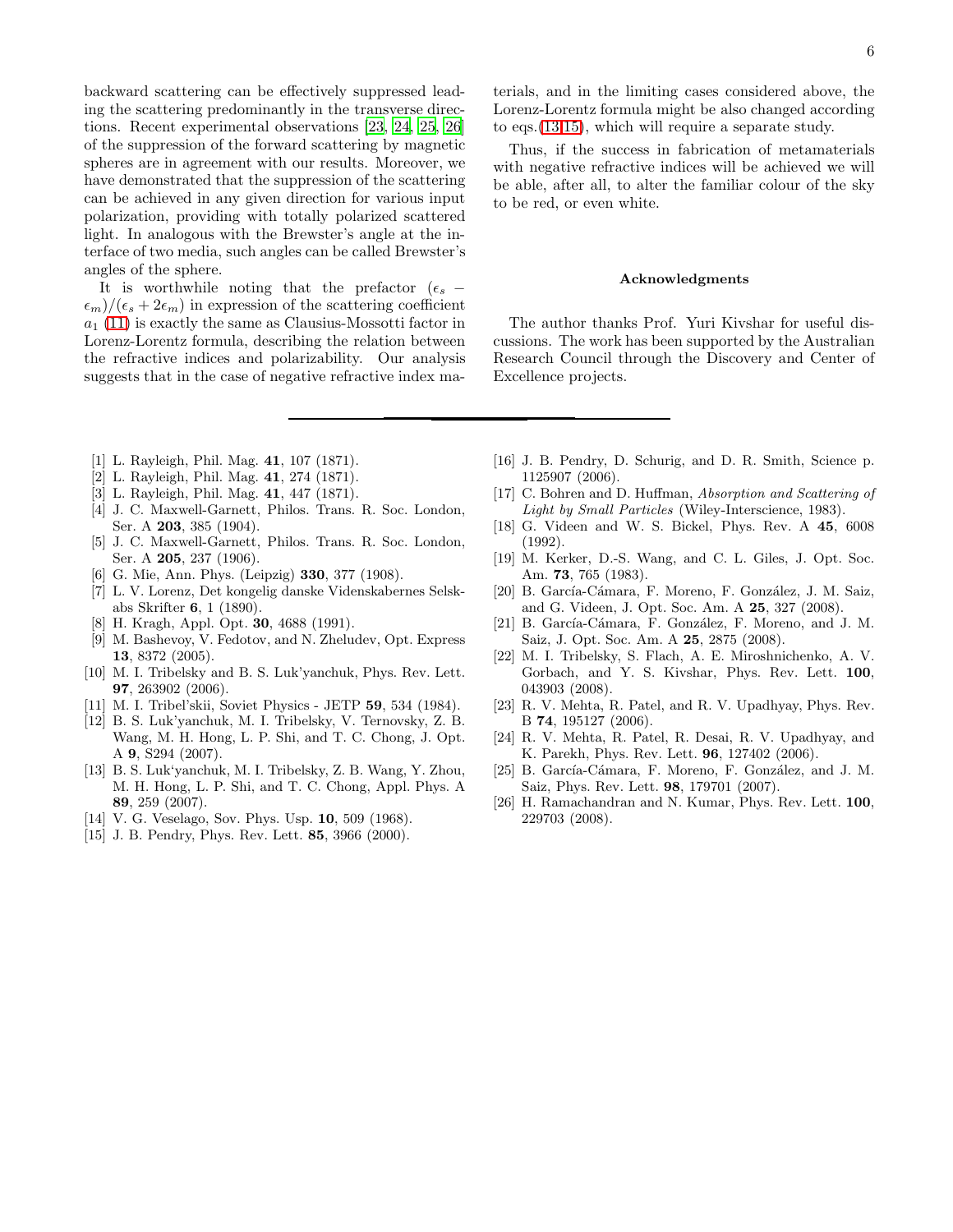backward scattering can be effectively suppressed leading the scattering predominantly in the transverse directions. Recent experimental observations [23, 24, 25, 26] of the suppression of the forward scattering by magnetic spheres are in agreement with our results. Moreover, we have demonstrated that the suppression of the scattering can be achieved in any given direction for various input polarization, providing with totally polarized scattered light. In analogous with the Brewster's angle at the interface of two media, such angles can be called Brewster's angles of the sphere.

It is worthwhile noting that the prefactor $(\epsilon_s - \epsilon_m)/(\epsilon_s + 2\epsilon_m)$ in expression of the scattering coefficient $a_1$ (11) is exactly the same as Clausius-Mossotti factor in Lorenz-Lorentz formula, describing the relation between the refractive indices and polarizability. Our analysis suggests that in the case of negative refractive index materials, and in the limiting cases considered above, the Lorenz-Lorentz formula might be also changed according to eqs.(13,15), which will require a separate study.

Thus, if the success in fabrication of metamaterials with negative refractive indices will be achieved we will be able, after all, to alter the familiar colour of the sky to be red, or even white.

### Acknowledgments

The author thanks Prof. Yuri Kivshar for useful discussions. The work has been supported by the Australian Research Council through the Discovery and Center of Excellence projects.

---

[1] L. Rayleigh, Phil. Mag. **41**, 107 (1871).
[2] L. Rayleigh, Phil. Mag. **41**, 274 (1871).
[3] L. Rayleigh, Phil. Mag. **41**, 447 (1871).
[4] J. C. Maxwell-Garnett, Philos. Trans. R. Soc. London, Ser. A **203**, 385 (1904).
[5] J. C. Maxwell-Garnett, Philos. Trans. R. Soc. London, Ser. A **205**, 237 (1906).
[6] G. Mie, Ann. Phys. (Leipzig) **330**, 377 (1908).
[7] L. V. Lorenz, Det kongelig danske Videnskabernes Selskabs Skrifter **6**, 1 (1890).
[8] H. Kragh, Appl. Opt. **30**, 4688 (1991).
[9] M. Bashevoy, V. Fedotov, and N. Zheludev, Opt. Express **13**, 8372 (2005).
[10] M. I. Tribelsky and B. S. Luk'yanchuk, Phys. Rev. Lett. **97**, 263902 (2006).
[11] M. I. Tribel'skii, Soviet Physics - JETP **59**, 534 (1984).
[12] B. S. Luk'yanchuk, M. I. Tribelsky, V. Ternovsky, Z. B. Wang, M. H. Hong, L. P. Shi, and T. C. Chong, J. Opt. A **9**, S294 (2007).
[13] B. S. Luk'yanchuk, M. I. Tribelsky, Z. B. Wang, Y. Zhou, M. H. Hong, L. P. Shi, and T. C. Chong, Appl. Phys. A **89**, 259 (2007).
[14] V. G. Veselago, Sov. Phys. Usp. **10**, 509 (1968).
[15] J. B. Pendry, Phys. Rev. Lett. **85**, 3966 (2000).
[16] J. B. Pendry, D. Schurig, and D. R. Smith, Science p. 1125907 (2006).
[17] C. Bohren and D. Huffman, *Absorption and Scattering of Light by Small Particles* (Wiley-Interscience, 1983).
[18] G. Videen and W. S. Bickel, Phys. Rev. A **45**, 6008 (1992).
[19] M. Kerker, D.-S. Wang, and C. L. Giles, J. Opt. Soc. Am. **73**, 765 (1983).
[20] B. García-Cámara, F. Moreno, F. González, J. M. Saiz, and G. Videen, J. Opt. Soc. Am. A **25**, 327 (2008).
[21] B. García-Cámara, F. González, F. Moreno, and J. M. Saiz, J. Opt. Soc. Am. A **25**, 2875 (2008).
[22] M. I. Tribelsky, S. Flach, A. E. Miroshnichenko, A. V. Gorbach, and Y. S. Kivshar, Phys. Rev. Lett. **100**, 043903 (2008).
[23] R. V. Mehta, R. Patel, and R. V. Upadhyay, Phys. Rev. B **74**, 195127 (2006).
[24] R. V. Mehta, R. Patel, R. Desai, R. V. Upadhyay, and K. Parekh, Phys. Rev. Lett. **96**, 127402 (2006).
[25] B. García-Cámara, F. Moreno, F. González, and J. M. Saiz, Phys. Rev. Lett. **98**, 179701 (2007).
[26] H. Ramachandran and N. Kumar, Phys. Rev. Lett. **100**, 229703 (2008).